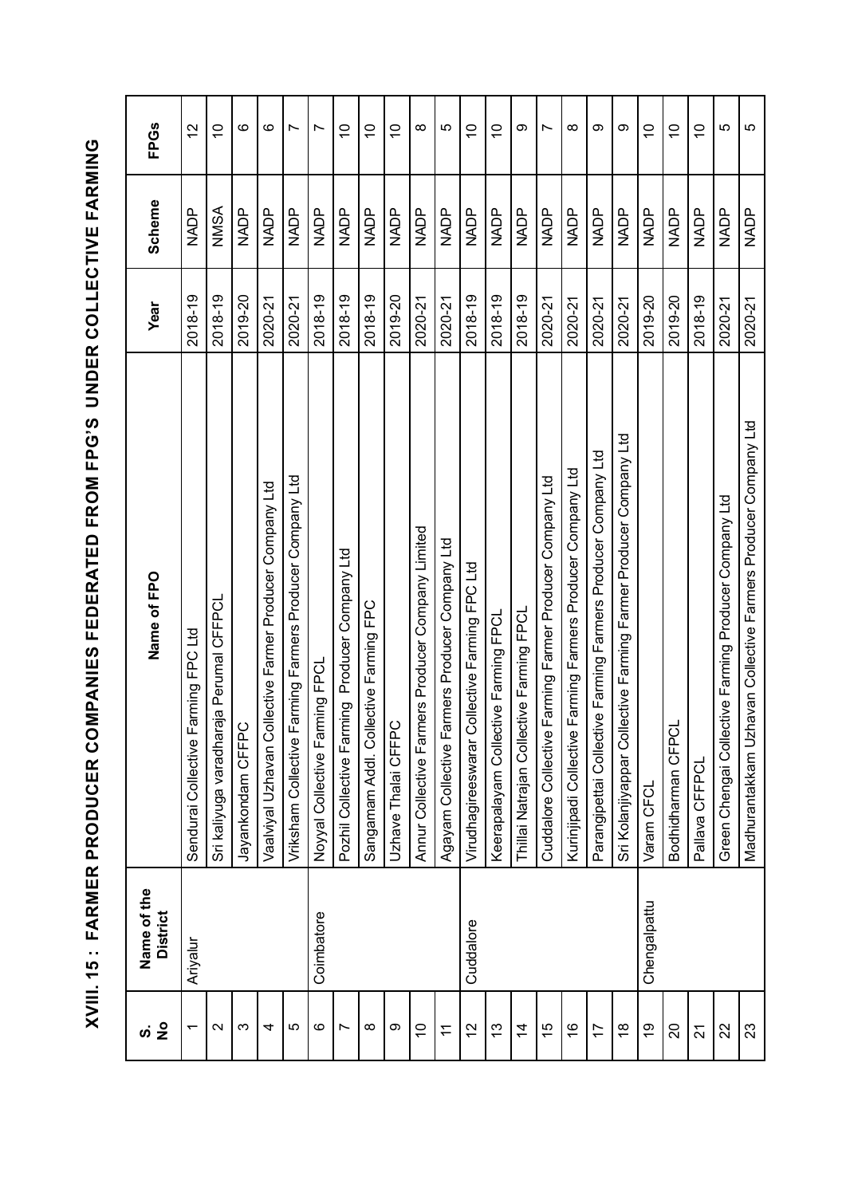# XVIII. 15 : FARMER PRODUCER COMPANIES FEDERATED FROM FPG'S UNDER COLLECTIVE FARMING

| S. No | Name of the District | Name of FPO | Year | Scheme | FPGs |
|---|---|---|---|---|---|
| 1 | Ariyalur | Sendurai Collective Farming FPC Ltd | 2018-19 | NADP | 12 |
| 2 | | Sri kaliyuga varadharaja Perumal CFFPCL | 2018-19 | NMSA | 10 |
| 3 | | Jayankondam CFFPC | 2019-20 | NADP | 6 |
| 4 | | Vaalviyal Uzhavan Collective Farmer Producer Company Ltd | 2020-21 | NADP | 6 |
| 5 | | Vriksham Collective Farming Farmers Producer Company Ltd | 2020-21 | NADP | 7 |
| 6 | Coimbatore | Noyyal Collective Farming FPCL | 2018-19 | NADP | 7 |
| 7 | | Pozhil Collective Farming Producer Company Ltd | 2018-19 | NADP | 10 |
| 8 | | Sangamam Addl. Collective Farming FPC | 2018-19 | NADP | 10 |
| 9 | | Uzhave Thalai CFFPC | 2019-20 | NADP | 10 |
| 10 | | Annur Collective Farmers Producer Company Limited | 2020-21 | NADP | 8 |
| 11 | | Agayam Collective Farmers Producer Company Ltd | 2020-21 | NADP | 5 |
| 12 | Cuddalore | Virudhagireeswarar Collective Farming FPC Ltd | 2018-19 | NADP | 10 |
| 13 | | Keerapalayam Collective Farming FPCL | 2018-19 | NADP | 10 |
| 14 | | Thillai Natrajan Collective Farming FPCL | 2018-19 | NADP | 9 |
| 15 | | Cuddalore Collective Farming Farmer Producer Company Ltd | 2020-21 | NADP | 7 |
| 16 | | Kurinjipadi Collective Farming Farmers Producer Company Ltd | 2020-21 | NADP | 8 |
| 17 | | Parangipettai Collective Farming Farmers Producer Company Ltd | 2020-21 | NADP | 9 |
| 18 | | Sri Kolanjiyappar Collective Farming Farmer Producer Company Ltd | 2020-21 | NADP | 9 |
| 19 | Chengalpattu | Varam CFCL | 2019-20 | NADP | 10 |
| 20 | | Bodhidharman CFPCL | 2019-20 | NADP | 10 |
| 21 | | Pallava CFFPCL | 2018-19 | NADP | 10 |
| 22 | | Green Chengai Collective Farming Producer Company Ltd | 2020-21 | NADP | 5 |
| 23 | | Madhurantakkam Uzhavan Collective Farmers Producer Company Ltd | 2020-21 | NADP | 5 |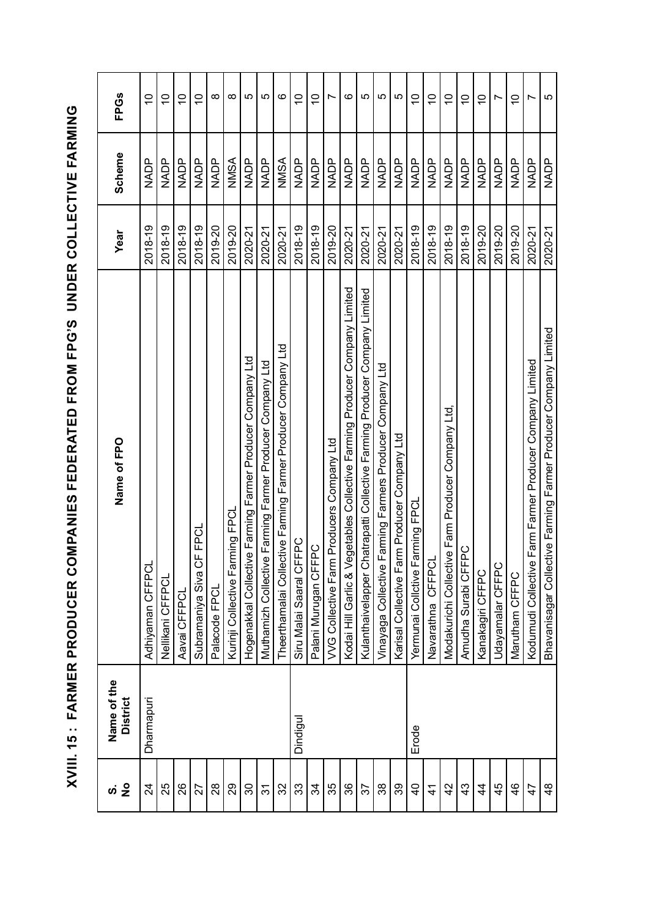# XVIII. 15 : FARMER PRODUCER COMPANIES FEDERATED FROM FPG'S UNDER COLLECTIVE FARMING

| S. No | Name of the District | Name of FPO | Year | Scheme | FPGs |
|---|---|---|---|---|---|
| 24 | Dharmapuri | Adhiyaman CFFPCL | 2018-19 | NADP | 10 |
| 25 | | Nellikani CFFPCL | 2018-19 | NADP | 10 |
| 26 | | Aavai CFFPCL | 2018-19 | NADP | 10 |
| 27 | | Subramaniya Siva CF FPCL | 2018-19 | NADP | 10 |
| 28 | | Palacode FPCL | 2019-20 | NADP | 8 |
| 29 | | Kurinji Collective Farming FPCL | 2019-20 | NMSA | 8 |
| 30 | | Hogenakkal Collective Farming Farmer Producer Company Ltd | 2020-21 | NADP | 5 |
| 31 | | Muthamizh Collective Farming Farmer Producer Company Ltd | 2020-21 | NADP | 5 |
| 32 | | Theerthamalai Collective Farming Farmer Producer Company Ltd | 2020-21 | NMSA | 6 |
| 33 | Dindigul | Siru Malai Saaral CFFPC | 2018-19 | NADP | 10 |
| 34 | | Palani Murugan CFFPC | 2018-19 | NADP | 10 |
| 35 | | VVG Collective Farm Producers Company Ltd | 2019-20 | NADP | 7 |
| 36 | | Kodai Hill Garlic & Vegetables Collective Farming Producer Company Limited | 2020-21 | NADP | 6 |
| 37 | | Kulanthaivelapper Chatrapatti Collective Farming Producer Company Limited | 2020-21 | NADP | 5 |
| 38 | | Vinayaga Collective Farming Farmers Producer Company Ltd | 2020-21 | NADP | 5 |
| 39 | | Karisal Collective Farm Producer Company Ltd | 2020-21 | NADP | 5 |
| 40 | Erode | Yermunai Collctive Farming FPCL | 2018-19 | NADP | 10 |
| 41 | | Navarathna CFFPCL | 2018-19 | NADP | 10 |
| 42 | | Modakurichi Collective Fam Producer Company Ltd, | 2018-19 | NADP | 10 |
| 43 | | Amudha Surabi CFFPC | 2018-19 | NADP | 10 |
| 44 | | Kanakagiri CFFPC | 2019-20 | NADP | 10 |
| 45 | | Udayamalar CFFPC | 2019-20 | NADP | 7 |
| 46 | | Marutham CFFPC | 2019-20 | NADP | 10 |
| 47 | | Kodumudi Collective Farm Farmer Producer Company Limited | 2020-21 | NADP | 7 |
| 48 | | Bhavanisagar Collective Farming Farmer Producer Company Limited | 2020-21 | NADP | 5 |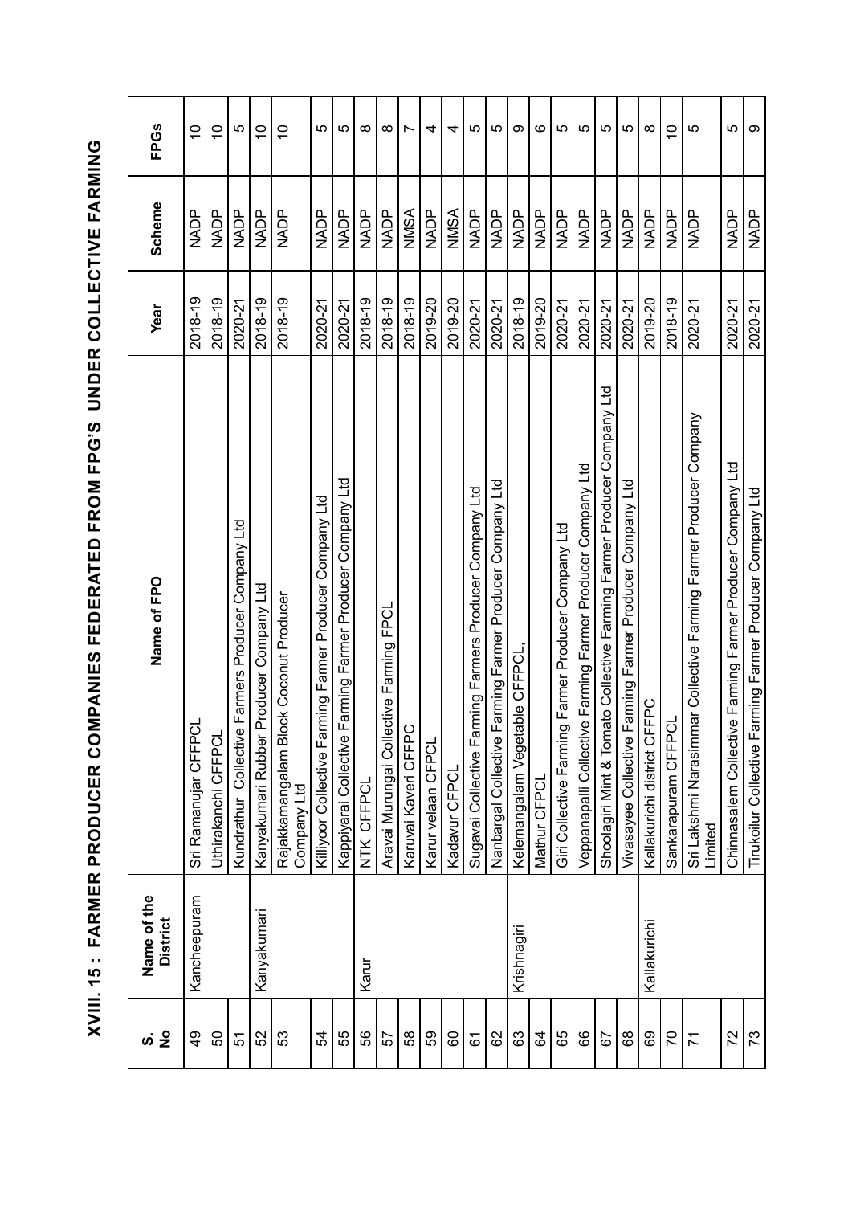# XVIII. 15 : FARMER PRODUCER COMPANIES FEDERATED FROM FPG'S UNDER COLLECTIVE FARMING

| S. No | Name of the District | Name of FPO | Year | Scheme | FPGs |
|---|---|---|---|---|---|
| 49 | Kancheepuram | Sri Ramanujar CFFPCL | 2018-19 | NADP | 10 |
| 50 | | Uthirakanchi CFFPCL | 2018-19 | NADP | 10 |
| 51 | | Kundrathur Collective Farmers Producer Company Ltd | 2020-21 | NADP | 5 |
| 52 | Kanyakumari | Kanyakumari Rubber Producer Company Ltd | 2018-19 | NADP | 10 |
| 53 | | Rajakkamangalam Block Coconut Producer Company Ltd | 2018-19 | NADP | 10 |
| 54 | | Killiyoor Collective Farming Farmer Producer Company Ltd | 2020-21 | NADP | 5 |
| 55 | | Kappiyarai Collective Farming Farmer Producer Company Ltd | 2020-21 | NADP | 5 |
| 56 | Karur | NTK CFFPCL | 2018-19 | NADP | 8 |
| 57 | | Aravai Murungai Collective Farming FPCL | 2018-19 | NADP | 8 |
| 58 | | Karuvai Kaveri CFFPC | 2018-19 | NMSA | 7 |
| 59 | | Karur velaan CFPCL | 2019-20 | NADP | 4 |
| 60 | | Kadavur CFPCL | 2019-20 | NMSA | 4 |
| 61 | | Sugavai Collective Farming Farmers Producer Company Ltd | 2020-21 | NADP | 5 |
| 62 | | Nanbargal Collective Farming Farmer Producer Company Ltd | 2020-21 | NADP | 5 |
| 63 | Krishnagiri | Kelemangalam Vegetable CFFPCL, | 2018-19 | NADP | 9 |
| 64 | | Mathur CFPCL | 2019-20 | NADP | 6 |
| 65 | | Giri Collective Farming Farmer Producer Company Ltd | 2020-21 | NADP | 5 |
| 66 | | Veppanapalli Collective Farming Farmer Producer Company Ltd | 2020-21 | NADP | 5 |
| 67 | | Shoolagiri Mint & Tomato Collective Farming Farmer Producer Company Ltd | 2020-21 | NADP | 5 |
| 68 | | Vivasayee Collective Farming Farmer Producer Company Ltd | 2020-21 | NADP | 5 |
| 69 | Kallakurichi | Kallakurichi district CFFPC | 2019-20 | NADP | 8 |
| 70 | | Sankarapuram CFFPCL | 2018-19 | NADP | 10 |
| 71 | | Sri Lakshmi Narasimmar Collective Farming Farmer Producer Company Limited | 2020-21 | NADP | 5 |
| 72 | | Chinnasalem Collective Farming Farmer Producer Company Ltd | 2020-21 | NADP | 5 |
| 73 | | Tirukoilur Collective Farming Farmer Producer Company Ltd | 2020-21 | NADP | 9 |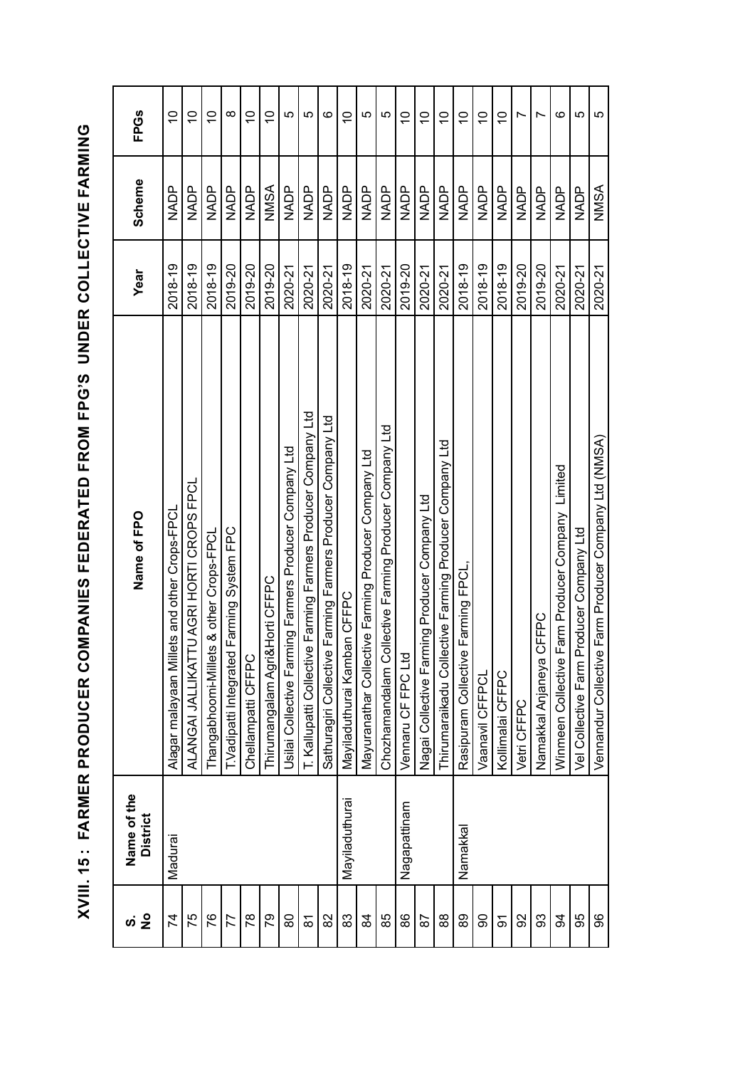# XVIII. 15 : FARMER PRODUCER COMPANIES FEDERATED FROM FPG'S UNDER COLLECTIVE FARMING

| S. No | Name of the District | Name of FPO | Year | Scheme | FPGs |
|---|---|---|---|---|---|
| 74 | Madurai | Alagar malayaan Millets and other Crops-FPCL | 2018-19 | NADP | 10 |
| 75 | | ALANGAI JALLIKATTU AGRI HORTI CROPS FPCL | 2018-19 | NADP | 10 |
| 76 | | Thangabhoomi-Millets & other Crops-FPCL | 2018-19 | NADP | 10 |
| 77 | | T.Vadipatti Integrated Farming System FPC | 2019-20 | NADP | 8 |
| 78 | | Chellampatti CFFPC | 2019-20 | NADP | 10 |
| 79 | | Thirumangalam Agri&Horti CFFPC | 2019-20 | NMSA | 10 |
| 80 | | Usilai Collective Farming Farmers Producer Company Ltd | 2020-21 | NADP | 5 |
| 81 | | T. Kallupatti Collective Farming Farmers Producer Company Ltd | 2020-21 | NADP | 5 |
| 82 | | Sathuragiri Collective Farming Farmers Producer Company Ltd | 2020-21 | NADP | 6 |
| 83 | Mayiladuthurai | Mayiladuthurai Kamban CFFPC | 2018-19 | NADP | 10 |
| 84 | | Mayuranathar Collective Farming Producer Company Ltd | 2020-21 | NADP | 5 |
| 85 | | Chozhamandalam Collective Farming Producer Company Ltd | 2020-21 | NADP | 5 |
| 86 | Nagapattinam | Vennaru CF FPC Ltd | 2019-20 | NADP | 10 |
| 87 | | Nagai Collective Farming Producer Company Ltd | 2020-21 | NADP | 10 |
| 88 | | Thirumaraikadu Collective Farming Producer Company Ltd | 2020-21 | NADP | 10 |
| 89 | Namakkal | Rasipuram Collective Farming FPCL, | 2018-19 | NADP | 10 |
| 90 | | Vaanavil CFFPCL | 2018-19 | NADP | 10 |
| 91 | | Kollimalai CFFPC | 2018-19 | NADP | 10 |
| 92 | | Vetri CFFPC | 2019-20 | NADP | 7 |
| 93 | | Namakkal Anjaneya CFFPC | 2019-20 | NADP | 7 |
| 94 | | Winmeen Collective Farm Producer Company Limited | 2020-21 | NADP | 6 |
| 95 | | Vel Collective Farm Producer Company Ltd | 2020-21 | NADP | 5 |
| 96 | | Vennandur Collective Farm Producer Company Ltd (NMSA) | 2020-21 | NMSA | 5 |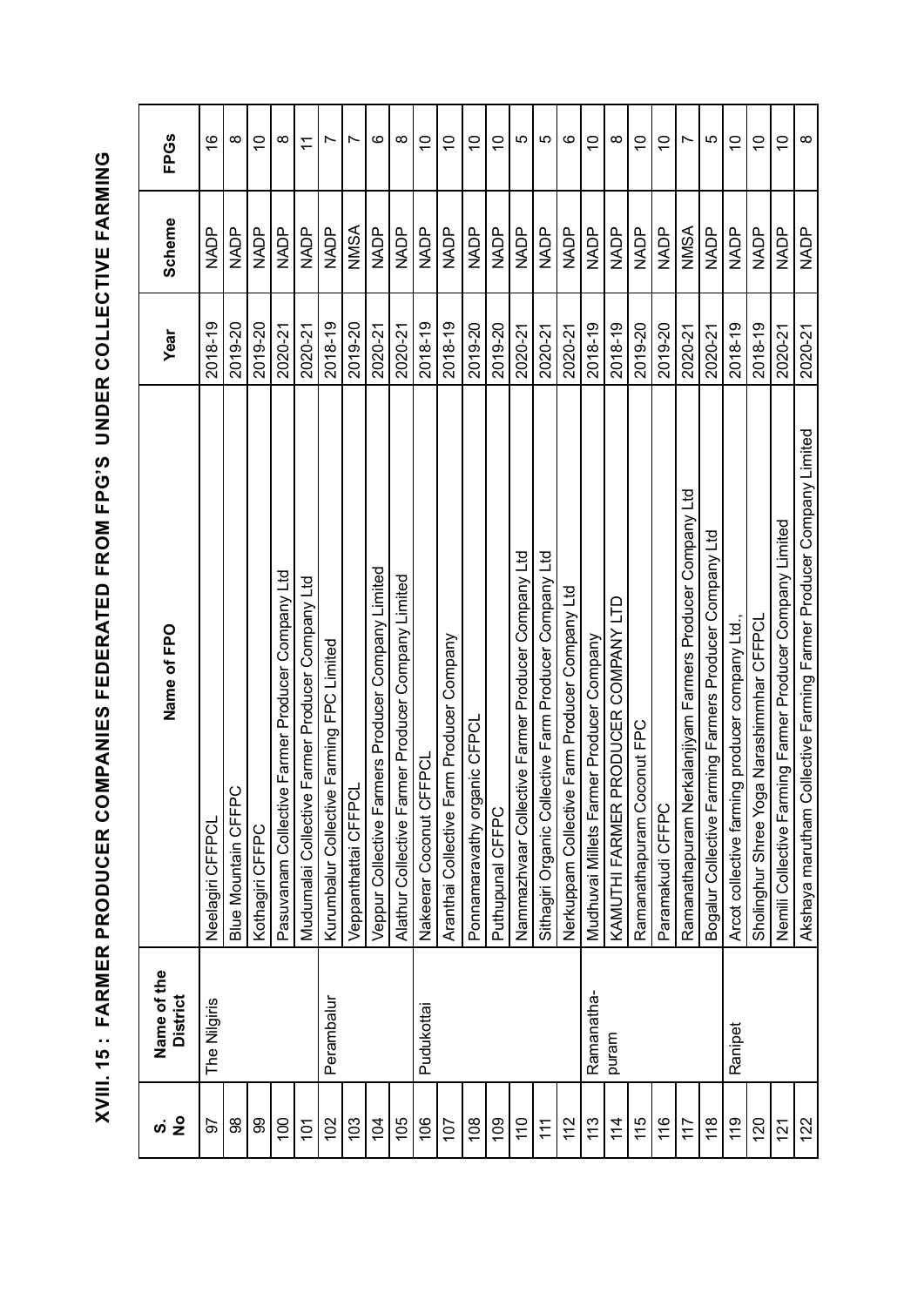# XVIII. 15 : FARMER PRODUCER COMPANIES FEDERATED FROM FPG'S UNDER COLLECTIVE FARMING

| S. No | Name of the District | Name of FPO | Year | Scheme | FPGs |
|---|---|---|---|---|---|
| 97 | The Nilgiris | Neelagiri CFFPCL | 2018-19 | NADP | 16 |
| 98 | | Blue Mountain CFFPC | 2019-20 | NADP | 8 |
| 99 | | Kothagiri CFFPC | 2019-20 | NADP | 10 |
| 100 | | Pasuvanam Collective Farmer Producer Company Ltd | 2020-21 | NADP | 8 |
| 101 | | Mudumalai Collective Farmer Producer Company Ltd | 2020-21 | NADP | 11 |
| 102 | Perambalur | Kurumbalur Collective Farming FPC Limited | 2018-19 | NADP | 7 |
| 103 | | Veppanthattai CFFPCL | 2019-20 | NMSA | 7 |
| 104 | | Veppur Collective Farmers Producer Company Limited | 2020-21 | NADP | 6 |
| 105 | | Alathur Collective Farmer Producer Company Limited | 2020-21 | NADP | 8 |
| 106 | Pudukottai | Nakeerar Coconut CFFPCL | 2018-19 | NADP | 10 |
| 107 | | Aranthai Collective Farm Producer Company | 2018-19 | NADP | 10 |
| 108 | | Ponnamaravathy organic CFPCL | 2019-20 | NADP | 10 |
| 109 | | Puthupunal CFFPC | 2019-20 | NADP | 10 |
| 110 | | Nammazhvaar Collective Farmer Producer Company Ltd | 2020-21 | NADP | 5 |
| 111 | | Sithagiri Organic Collective Farm Producer Company Ltd | 2020-21 | NADP | 5 |
| 112 | | Nerkuppam Collective Farm Producer Company Ltd | 2020-21 | NADP | 6 |
| 113 | Ramanatha-puram | Mudhuvai Millets Farmer Producer Company | 2018-19 | NADP | 10 |
| 114 | | KAMUTHI FARMER PRODUCER COMPANY LTD | 2018-19 | NADP | 8 |
| 115 | | Ramanathapuram Coconut FPC | 2019-20 | NADP | 10 |
| 116 | | Paramakudi CFFPC | 2019-20 | NADP | 10 |
| 117 | | Ramanathapuram Nerkalanjiyam Farmers Producer Company Ltd | 2020-21 | NMSA | 7 |
| 118 | | Bogalur Collective Farming Farmers Producer Company Ltd | 2020-21 | NADP | 5 |
| 119 | Ranipet | Arcot collective farming producer company Ltd., | 2018-19 | NADP | 10 |
| 120 | | Sholinghur Shree Yoga Narashimmhar CFFPCL | 2018-19 | NADP | 10 |
| 121 | | Nemili Collective Farming Farmer Producer Company Limited | 2020-21 | NADP | 10 |
| 122 | | Akshaya marutham Collective Farming Farmer Producer Company Limited | 2020-21 | NADP | 8 |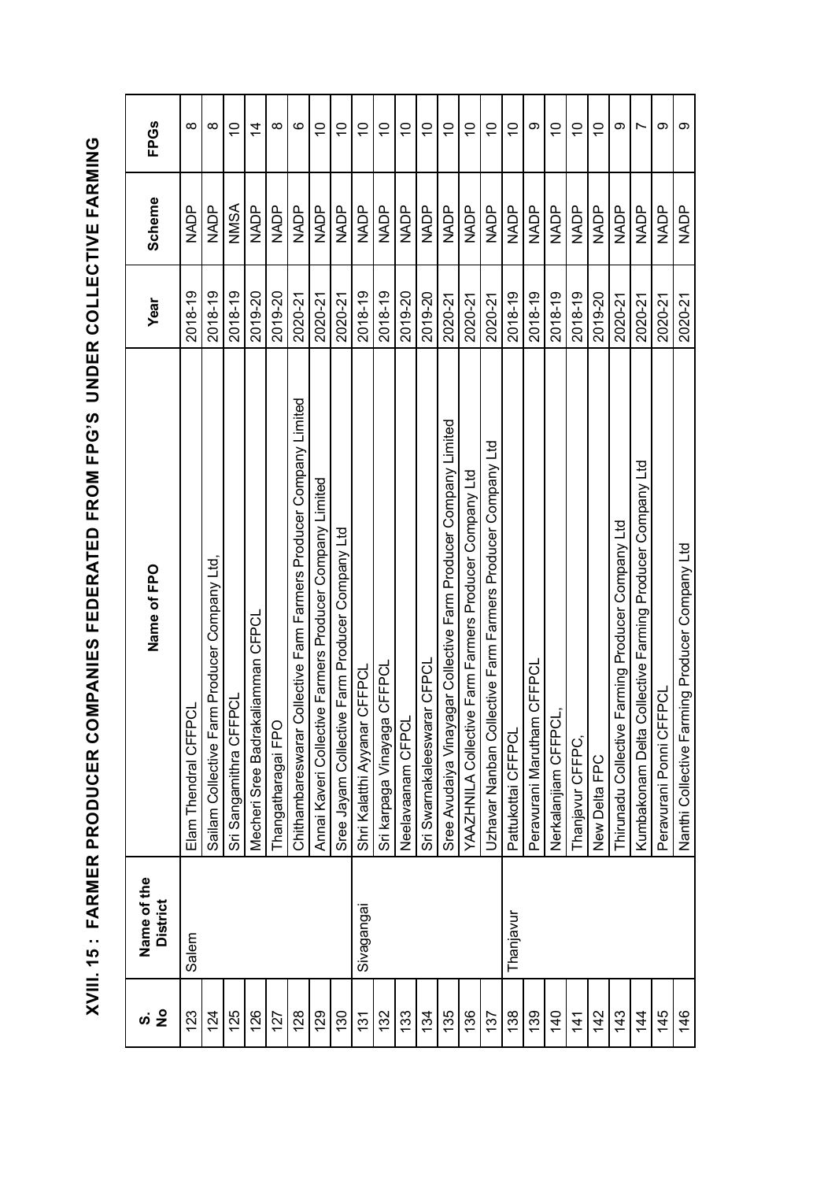# XVIII. 15 : FARMER PRODUCER COMPANIES FEDERATED FROM FPG'S UNDER COLLECTIVE FARMING

| S. No | Name of the District | Name of FPO | Year | Scheme | FPGs |
|---|---|---|---|---|---|
| 123 | Salem | Elam Thendral CFFPCL | 2018-19 | NADP | 8 |
| 124 | | Sailam Collective Farm Producer Company Ltd, | 2018-19 | NADP | 8 |
| 125 | | Sri Sangamithra CFFPCL | 2018-19 | NMSA | 10 |
| 126 | | Mecheri Sree Badrakaliamman CFPCL | 2019-20 | NADP | 14 |
| 127 | | Thangatharagai FPO | 2019-20 | NADP | 8 |
| 128 | | Chithambareswarar Collective Farm Farmers Producer Company Limited | 2020-21 | NADP | 6 |
| 129 | | Annai Kaveri Collective Farmers Producer Company Limited | 2020-21 | NADP | 10 |
| 130 | | Sree Jayam Collective Farm Producer Company Ltd | 2020-21 | NADP | 10 |
| 131 | Sivagangai | Shri Kalatthi Ayyanar CFFPCL | 2018-19 | NADP | 10 |
| 132 | | Sri karpaga Vinayaga CFFPCL | 2018-19 | NADP | 10 |
| 133 | | Neelavaanam CFPCL | 2019-20 | NADP | 10 |
| 134 | | Sri Swarnakaleeswarar CFPCL | 2019-20 | NADP | 10 |
| 135 | | Sree Avudaiya Vinayagar Collective Farm Producer Company Limited | 2020-21 | NADP | 10 |
| 136 | | YAAZHNILA Collective Farm Farmers Producer Company Ltd | 2020-21 | NADP | 10 |
| 137 | | Uzhavar Nanban Collective Farm Farmers Producer Company Ltd | 2020-21 | NADP | 10 |
| 138 | Thanjavur | Pattukottai CFFPCL | 2018-19 | NADP | 10 |
| 139 | | Peravurani Marutham CFFPCL | 2018-19 | NADP | 9 |
| 140 | | Nerkalanjiam CFFPCL, | 2018-19 | NADP | 10 |
| 141 | | Thanjavur CFFPC, | 2018-19 | NADP | 10 |
| 142 | | New Delta FPC | 2019-20 | NADP | 10 |
| 143 | | Thirunadu Collective Farming Producer Company Ltd | 2020-21 | NADP | 9 |
| 144 | | Kumbakonam Delta Collective Farming Producer Company Ltd | 2020-21 | NADP | 7 |
| 145 | | Peravurani Ponni CFFPCL | 2020-21 | NADP | 9 |
| 146 | | Nanthi Collective Farming Producer Company Ltd | 2020-21 | NADP | 9 |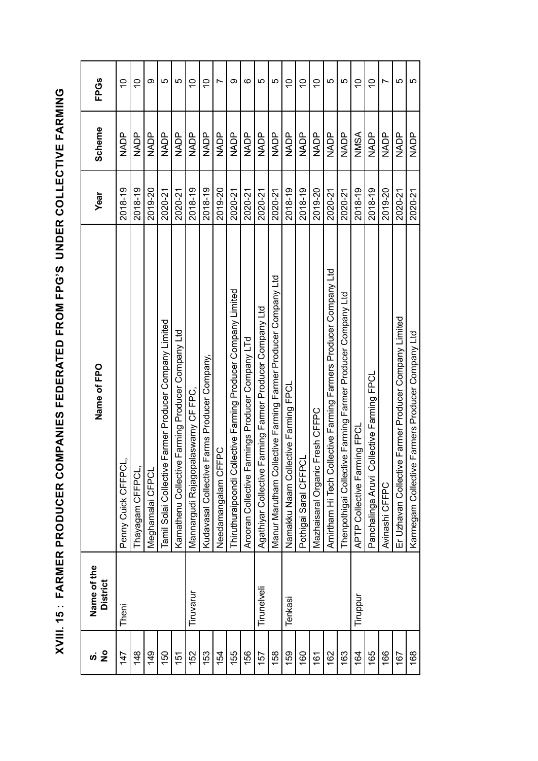# XVIII. 15 : FARMER PRODUCER COMPANIES FEDERATED FROM FPG'S UNDER COLLECTIVE FARMING

| S. No | Name of the District | Name of FPO | Year | Scheme | FPGs |
|---|---|---|---|---|---|
| 147 | Theni | Penny Cuick CFFPCL, | 2018-19 | NADP | 10 |
| 148 | | Thayagam CFFPCL, | 2018-19 | NADP | 10 |
| 149 | | Meghamalai CFPCL | 2019-20 | NADP | 9 |
| 150 | | Tamil Solai Collective Farmer Producer Company Limited | 2020-21 | NADP | 5 |
| 151 | | Kamathenu Collective Farming Producer Company Ltd | 2020-21 | NADP | 5 |
| 152 | Tiruvarur | Mannargudi Rajagopalaswamy CF FPC, | 2018-19 | NADP | 10 |
| 153 | | Kudavasal Collective Farms Producer Company, | 2018-19 | NADP | 10 |
| 154 | | Needamangalam CFFPC | 2019-20 | NADP | 7 |
| 155 | | Thiruthuraipoondi Collective Farming Producer Company Limited | 2020-21 | NADP | 9 |
| 156 | | Arooran Collective Farmings Producer Company LTd | 2020-21 | NADP | 6 |
| 157 | Tirunelveli | Agathiyar Collective Farming Farmer Producer Company Ltd | 2020-21 | NADP | 5 |
| 158 | | Manur Marutham Collective Farming Farmer Producer Company Ltd | 2020-21 | NADP | 5 |
| 159 | Tenkasi | Namakku Naam Collective Farming FPCL | 2018-19 | NADP | 10 |
| 160 | | Pothigai Saral CFFPCL | 2018-19 | NADP | 10 |
| 161 | | Mazhaisaral Organic Fresh CFFPC | 2019-20 | NADP | 10 |
| 162 | | Amirtham Hi Tech Collective Farming Farmers Producer Company Ltd | 2020-21 | NADP | 5 |
| 163 | | Thenpothigai Collective Farming Farmer Producer Company Ltd | 2020-21 | NADP | 5 |
| 164 | Tiruppur | APTP Collective Farming FPCL | 2018-19 | NMSA | 10 |
| 165 | | Panchalinga Aruvi Collective Farming FPCL | 2018-19 | NADP | 10 |
| 166 | | Avinashi CFFPC | 2019-20 | NADP | 7 |
| 167 | | Er Uzhavan Collective Farmer Producer Company Limited | 2020-21 | NADP | 5 |
| 168 | | Karmegam Collective Farmers Producer Company Ltd | 2020-21 | NADP | 5 |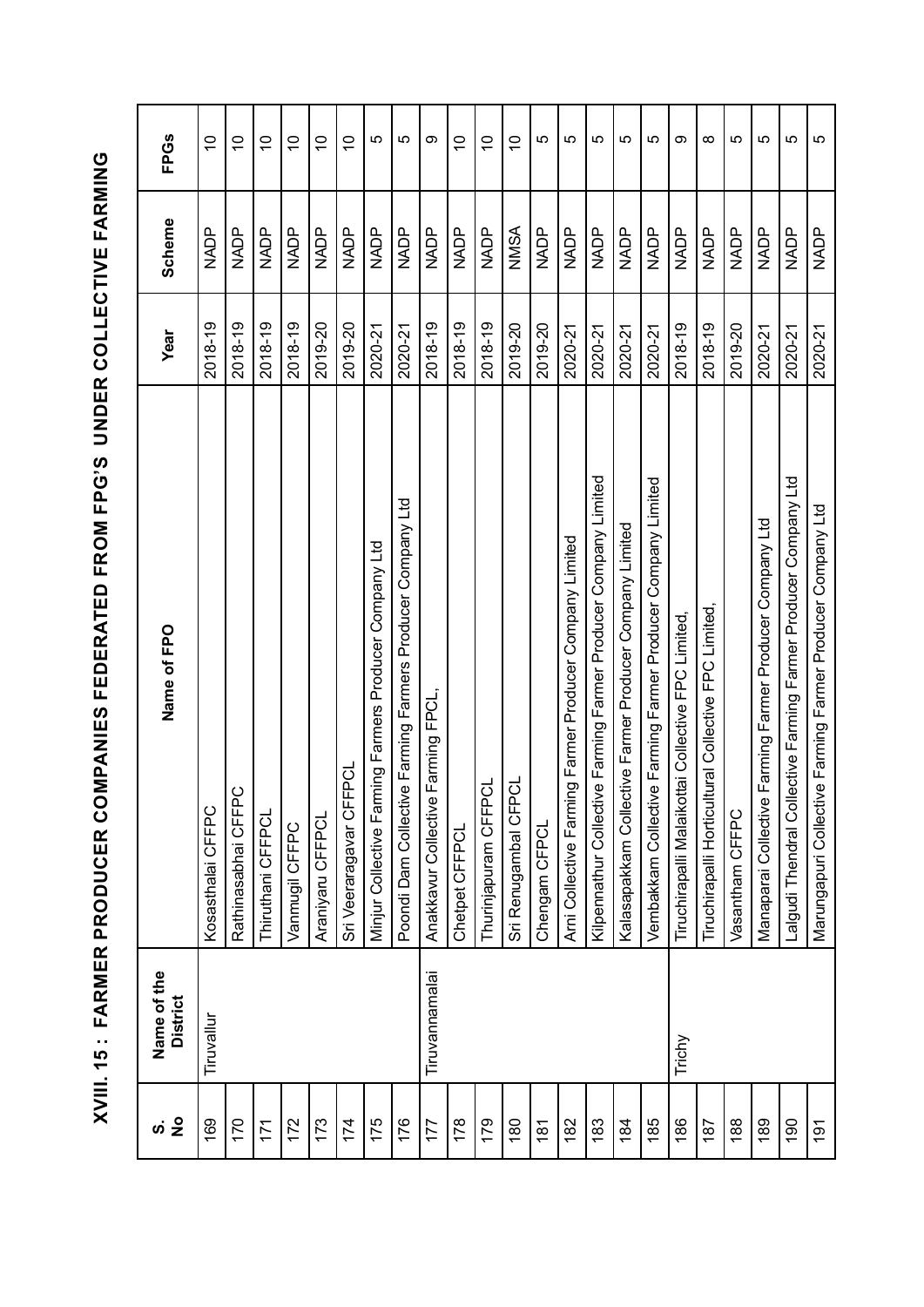# XVIII. 15 : FARMER PRODUCER COMPANIES FEDERATED FROM FPG'S UNDER COLLECTIVE FARMING

| S. No | Name of the District | Name of FPO | Year | Scheme | FPGs |
|---|---|---|---|---|---|
| 169 | Tiruvallur | Kosasthalai CFFPC | 2018-19 | NADP | 10 |
| 170 | | Rathinasabhai CFFPC | 2018-19 | NADP | 10 |
| 171 | | Thiruthani CFFPCL | 2018-19 | NADP | 10 |
| 172 | | Vanmugil CFFPC | 2018-19 | NADP | 10 |
| 173 | | Araniyaru CFFPCL | 2019-20 | NADP | 10 |
| 174 | | Sri Veeraragavar CFFPCL | 2019-20 | NADP | 10 |
| 175 | | Minjur Collective Farming Farmers Producer Company Ltd | 2020-21 | NADP | 5 |
| 176 | | Poondi Dam Collective Farming Farmers Producer Company Ltd | 2020-21 | NADP | 5 |
| 177 | Tiruvannamalai | Anakkavur Collective Farming FPCL, | 2018-19 | NADP | 9 |
| 178 | | Chetpet CFFPCL | 2018-19 | NADP | 10 |
| 179 | | Thurinjapuram CFFPCL | 2018-19 | NADP | 10 |
| 180 | | Sri Renugambal CFPCL | 2019-20 | NMSA | 10 |
| 181 | | Chengam CFPCL | 2019-20 | NADP | 5 |
| 182 | | Arni Collective Farming Farmer Producer Company Limited | 2020-21 | NADP | 5 |
| 183 | | Kilpennathur Collective Farming Farmer Producer Company Limited | 2020-21 | NADP | 5 |
| 184 | | Kalasapakkam Collective Farmer Producer Company Limited | 2020-21 | NADP | 5 |
| 185 | | Vembakkam Collective Farming Farmer Producer Company Limited | 2020-21 | NADP | 5 |
| 186 | Trichy | Tiruchirapalli Malaikottai Collective FPC Limited, | 2018-19 | NADP | 9 |
| 187 | | Tiruchirapalli Horticultural Collective FPC Limited, | 2018-19 | NADP | 8 |
| 188 | | Vasantham CFFPC | 2019-20 | NADP | 5 |
| 189 | | Manaparai Collective Farming Farmer Producer Company Ltd | 2020-21 | NADP | 5 |
| 190 | | Lalgudi Thendral Collective Farming Farmer Producer Company Ltd | 2020-21 | NADP | 5 |
| 191 | | Marungapuri Collective Farming Farmer Producer Company Ltd | 2020-21 | NADP | 5 |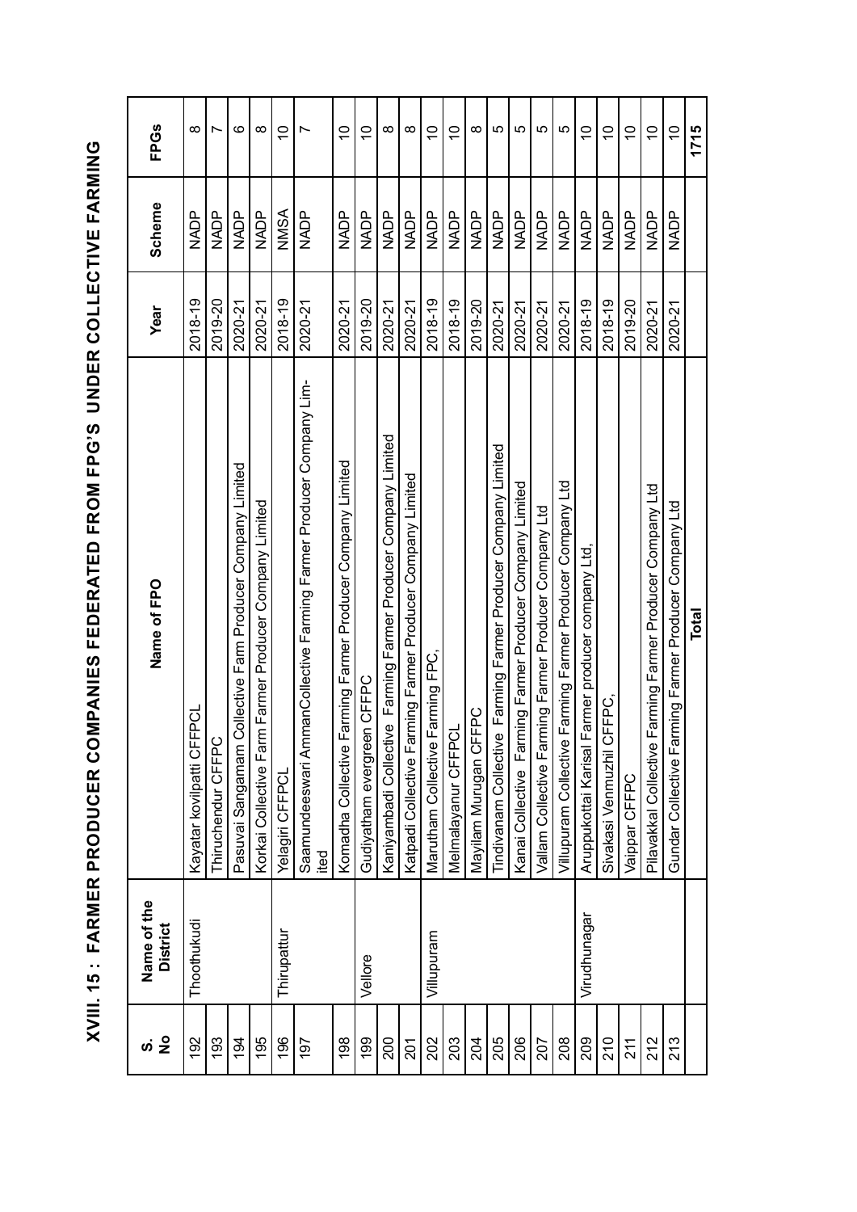## XVIII. 15 : FARMER PRODUCER COMPANIES FEDERATED FROM FPG'S UNDER COLLECTIVE FARMING

| S. No | Name of the District | Name of FPO | Year | Scheme | FPGs |
|---|---|---|---|---|---|
| 192 | Thoothukudi | Kayatar kovilpatti CFFPCL | 2018-19 | NADP | 8 |
| 193 | | Thiruchendur CFFPC | 2019-20 | NADP | 7 |
| 194 | | Pasuvai Sangamam Collective Farm Producer Company Limited | 2020-21 | NADP | 6 |
| 195 | | Korkai Collective Farm Farmer Producer Company Limited | 2020-21 | NADP | 8 |
| 196 | Thirupattur | Yelagiri CFFPCL | 2018-19 | NMSA | 10 |
| 197 | | Saamundeeswari AmmanCollective Farming Farmer Producer Company Limited | 2020-21 | NADP | 7 |
| 198 | | Komadha Collective Farming Farmer Producer Company Limited | 2020-21 | NADP | 10 |
| 199 | Vellore | Gudiyatham evergreen CFFPC | 2019-20 | NADP | 10 |
| 200 | | Kaniyambadi Collective Farming Farmer Producer Company Limited | 2020-21 | NADP | 8 |
| 201 | | Katpadi Collective Farming Farmer Producer Company Limited | 2020-21 | NADP | 8 |
| 202 | Villupuram | Marutham Collective Farming FPC, | 2018-19 | NADP | 10 |
| 203 | | Melmalayanur CFFPCL | 2018-19 | NADP | 10 |
| 204 | | Mayilam Murugan CFFPC | 2019-20 | NADP | 8 |
| 205 | | Tindivanam Collective Farming Farmer Producer Company Limited | 2020-21 | NADP | 5 |
| 206 | | Kanai Collective Farming Farmer Producer Company Limited | 2020-21 | NADP | 5 |
| 207 | | Vallam Collective Farming Farmer Producer Company Ltd | 2020-21 | NADP | 5 |
| 208 | | Villupuram Collective Farming Farmer Producer Company Ltd | 2020-21 | NADP | 5 |
| 209 | Virudhunagar | Aruppukottai Karisal Farmer producer company Ltd, | 2018-19 | NADP | 10 |
| 210 | | Sivakasi Venmuzhil CFFPC, | 2018-19 | NADP | 10 |
| 211 | | Vaippar CFFPC | 2019-20 | NADP | 10 |
| 212 | | Pilavakkal Collective Farming Farmer Producer Company Ltd | 2020-21 | NADP | 10 |
| 213 | | Gundar Collective Farming Farmer Producer Company Ltd | 2020-21 | NADP | 10 |
| | | **Total** | | | **1715** |